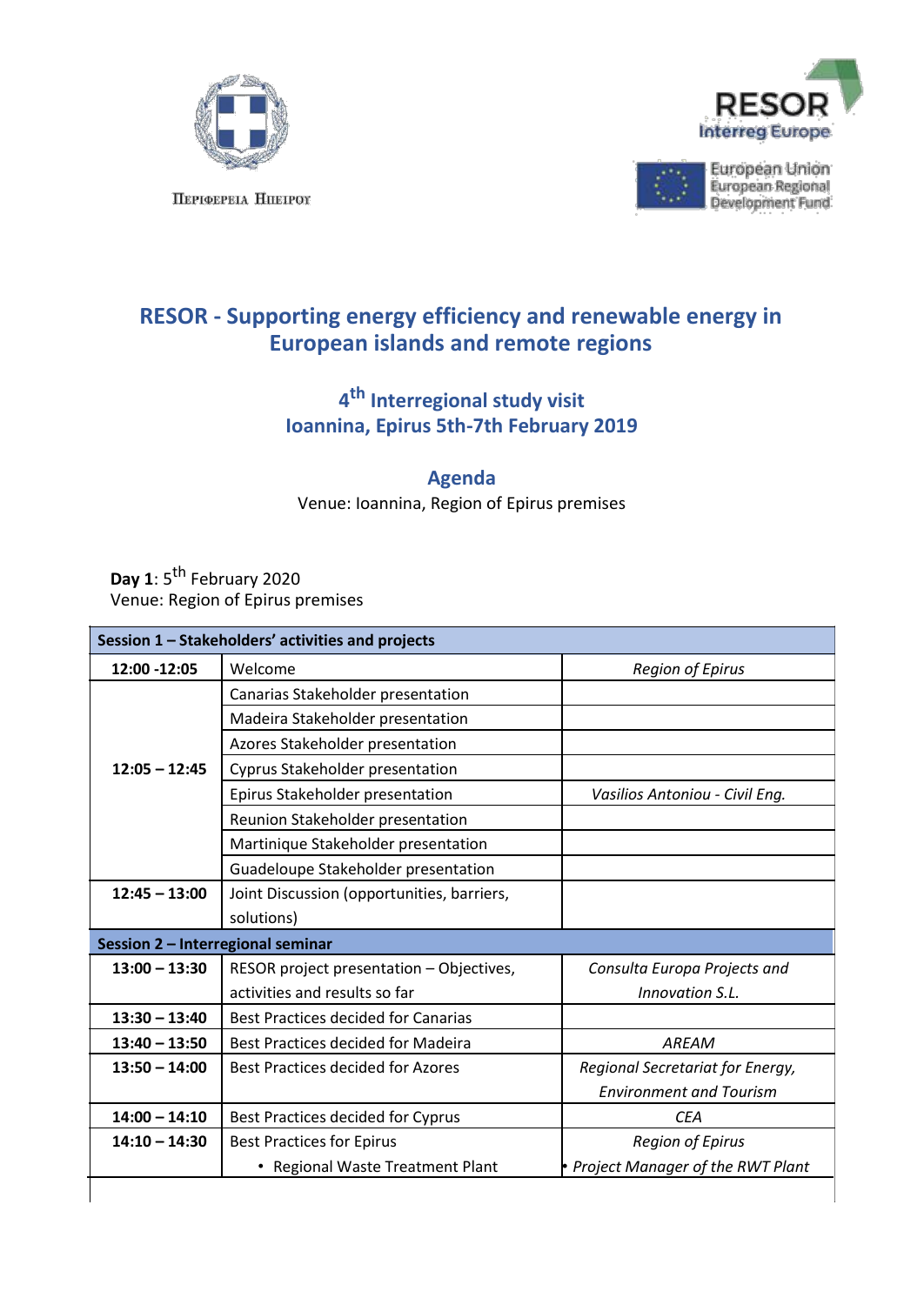ΠΕΡΙΦΕΡΕΙΑ ΗΠΕΙΡΟΥ

RESOR
Interreg Europe

European Union
European Regional Development Fund

# RESOR - Supporting energy efficiency and renewable energy in European islands and remote regions

## 4th Interregional study visit
## Ioannina, Epirus 5th-7th February 2019

## Agenda

Venue: Ioannina, Region of Epirus premises

**Day 1**: 5th February 2020
Venue: Region of Epirus premises

| **Session 1 – Stakeholders' activities and projects** | | |
|---|---|---|
| **12:00 -12:05** | Welcome | *Region of Epirus* |
| **12:05 – 12:45** | Canarias Stakeholder presentation | |
| | Madeira Stakeholder presentation | |
| | Azores Stakeholder presentation | |
| | Cyprus Stakeholder presentation | |
| | Epirus Stakeholder presentation | *Vasilios Antoniou - Civil Eng.* |
| | Reunion Stakeholder presentation | |
| | Martinique Stakeholder presentation | |
| | Guadeloupe Stakeholder presentation | |
| **12:45 – 13:00** | Joint Discussion (opportunities, barriers, solutions) | |
| **Session 2 – Interregional seminar** | | |
| **13:00 – 13:30** | RESOR project presentation – Objectives, activities and results so far | *Consulta Europa Projects and Innovation S.L.* |
| **13:30 – 13:40** | Best Practices decided for Canarias | |
| **13:40 – 13:50** | Best Practices decided for Madeira | *AREAM* |
| **13:50 – 14:00** | Best Practices decided for Azores | *Regional Secretariat for Energy, Environment and Tourism* |
| **14:00 – 14:10** | Best Practices decided for Cyprus | *CEA* |
| **14:10 – 14:30** | Best Practices for Epirus<br>• Regional Waste Treatment Plant | *Region of Epirus*<br>• *Project Manager of the RWT Plant* |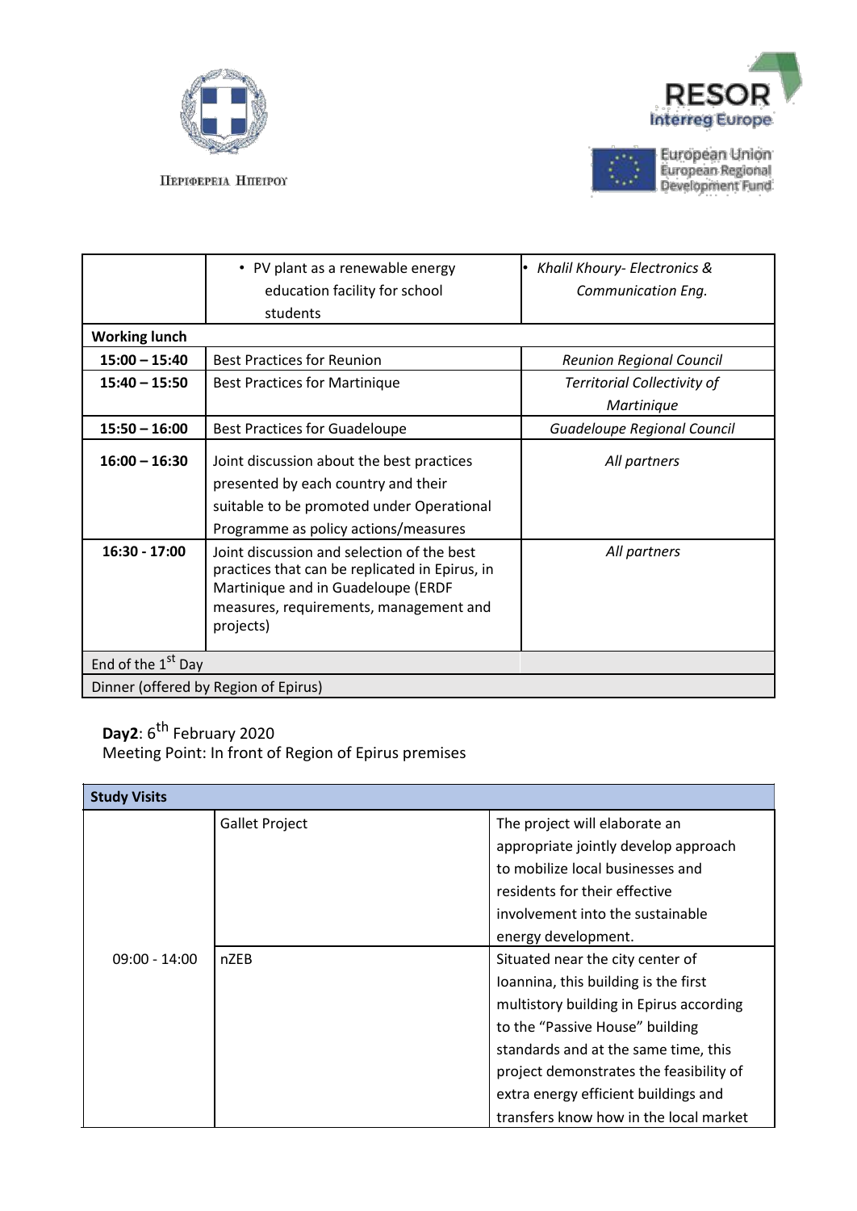| | | |
|---|---|---|
| | • PV plant as a renewable energy education facility for school students | • *Khalil Khoury- Electronics & Communication Eng.* |
| **Working lunch** | | |
| **15:00 – 15:40** | Best Practices for Reunion | *Reunion Regional Council* |
| **15:40 – 15:50** | Best Practices for Martinique | *Territorial Collectivity of Martinique* |
| **15:50 – 16:00** | Best Practices for Guadeloupe | *Guadeloupe Regional Council* |
| **16:00 – 16:30** | Joint discussion about the best practices presented by each country and their suitable to be promoted under Operational Programme as policy actions/measures | *All partners* |
| **16:30 - 17:00** | Joint discussion and selection of the best practices that can be replicated in Epirus, in Martinique and in Guadeloupe (ERDF measures, requirements, management and projects) | *All partners* |
| End of the 1st Day | | |
| Dinner (offered by Region of Epirus) | | |

**Day2**: 6th February 2020
Meeting Point: In front of Region of Epirus premises

| **Study Visits** | | |
|---|---|---|
| 09:00 - 14:00 | Gallet Project | The project will elaborate an appropriate jointly develop approach to mobilize local businesses and residents for their effective involvement into the sustainable energy development. |
| | nZEB | Situated near the city center of Ioannina, this building is the first multistory building in Epirus according to the "Passive House" building standards and at the same time, this project demonstrates the feasibility of extra energy efficient buildings and transfers know how in the local market |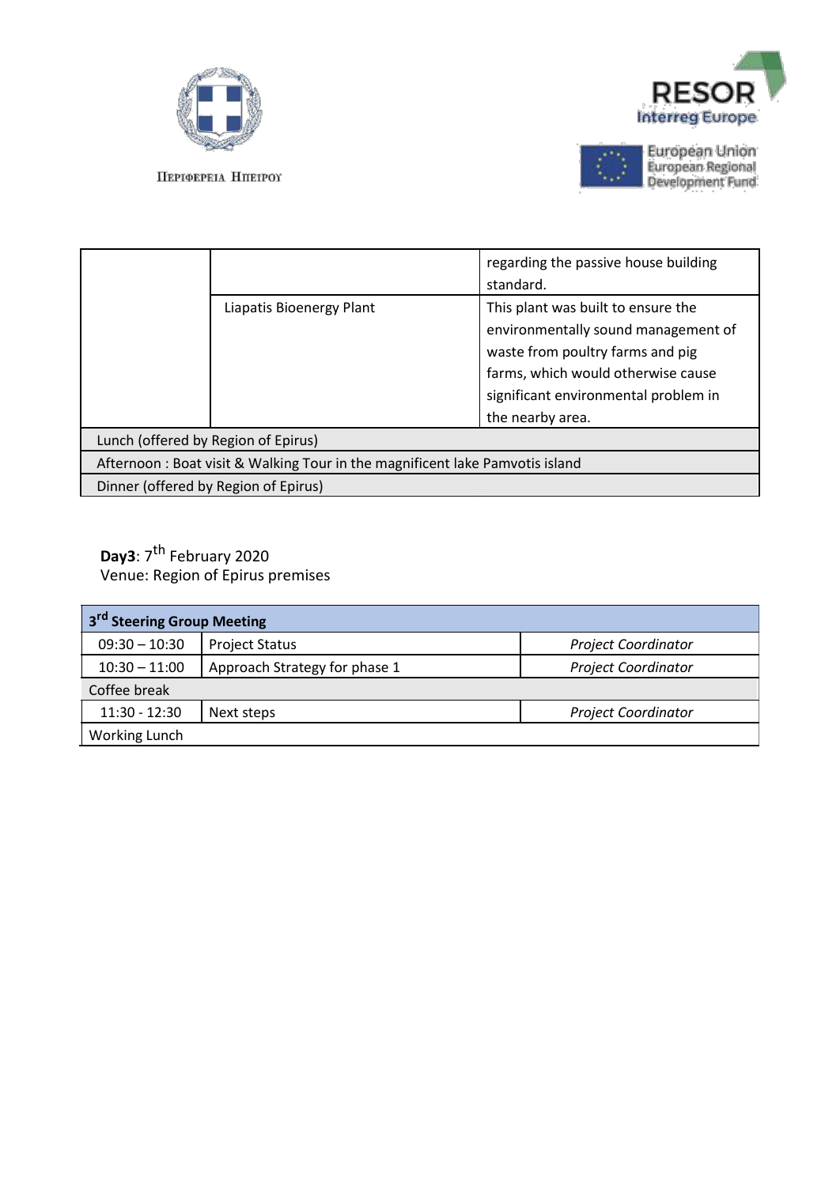| | | |
|---|---|---|
| | | regarding the passive house building standard. |
| | Liapatis Bioenergy Plant | This plant was built to ensure the environmentally sound management of waste from poultry farms and pig farms, which would otherwise cause significant environmental problem in the nearby area. |
| Lunch (offered by Region of Epirus) | | |
| Afternoon : Boat visit & Walking Tour in the magnificent lake Pamvotis island | | |
| Dinner (offered by Region of Epirus) | | |

**Day3**: 7th February 2020
Venue: Region of Epirus premises

| 3rd Steering Group Meeting | | |
|---|---|---|
| 09:30 – 10:30 | Project Status | *Project Coordinator* |
| 10:30 – 11:00 | Approach Strategy for phase 1 | *Project Coordinator* |
| Coffee break | | |
| 11:30 - 12:30 | Next steps | *Project Coordinator* |
| Working Lunch | | |